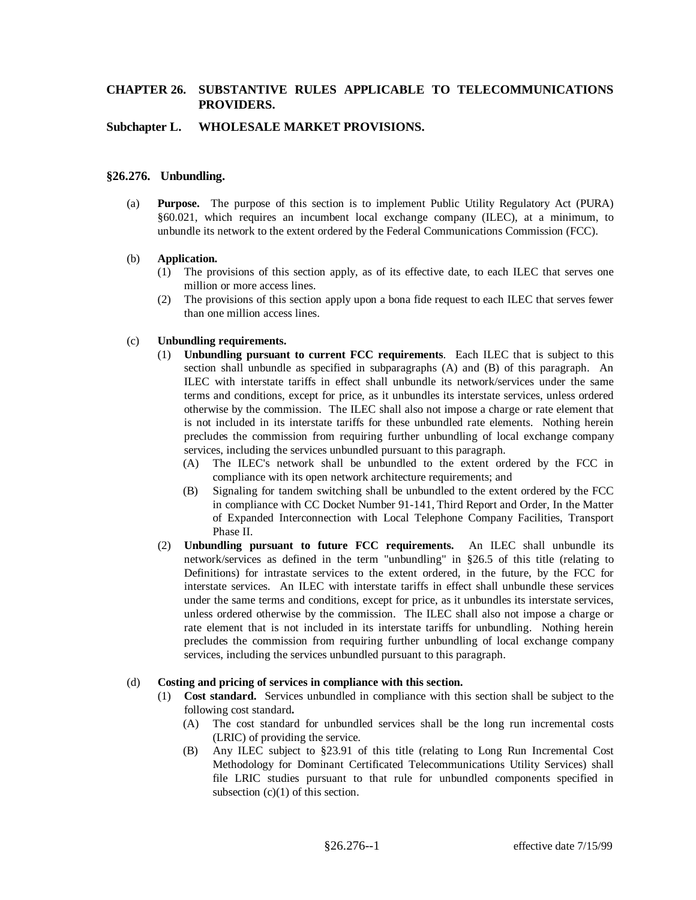# CHAPTER 26. SUBSTANTIVE RULES APPLICABLE TO TELECOMMUNICATIONS PROVIDERS.

## Subchapter L. WHOLESALE MARKET PROVISIONS.

### §26.276. Unbundling.

(a) **Purpose.** The purpose of this section is to implement Public Utility Regulatory Act (PURA) §60.021, which requires an incumbent local exchange company (ILEC), at a minimum, to unbundle its network to the extent ordered by the Federal Communications Commission (FCC).

(b) **Application.**

(1) The provisions of this section apply, as of its effective date, to each ILEC that serves one million or more access lines.

(2) The provisions of this section apply upon a bona fide request to each ILEC that serves fewer than one million access lines.

(c) **Unbundling requirements.**

(1) **Unbundling pursuant to current FCC requirements**. Each ILEC that is subject to this section shall unbundle as specified in subparagraphs (A) and (B) of this paragraph. An ILEC with interstate tariffs in effect shall unbundle its network/services under the same terms and conditions, except for price, as it unbundles its interstate services, unless ordered otherwise by the commission. The ILEC shall also not impose a charge or rate element that is not included in its interstate tariffs for these unbundled rate elements. Nothing herein precludes the commission from requiring further unbundling of local exchange company services, including the services unbundled pursuant to this paragraph.

(A) The ILEC's network shall be unbundled to the extent ordered by the FCC in compliance with its open network architecture requirements; and

(B) Signaling for tandem switching shall be unbundled to the extent ordered by the FCC in compliance with CC Docket Number 91-141, Third Report and Order, In the Matter of Expanded Interconnection with Local Telephone Company Facilities, Transport Phase II.

(2) **Unbundling pursuant to future FCC requirements.** An ILEC shall unbundle its network/services as defined in the term "unbundling" in §26.5 of this title (relating to Definitions) for intrastate services to the extent ordered, in the future, by the FCC for interstate services. An ILEC with interstate tariffs in effect shall unbundle these services under the same terms and conditions, except for price, as it unbundles its interstate services, unless ordered otherwise by the commission. The ILEC shall also not impose a charge or rate element that is not included in its interstate tariffs for unbundling. Nothing herein precludes the commission from requiring further unbundling of local exchange company services, including the services unbundled pursuant to this paragraph.

(d) **Costing and pricing of services in compliance with this section.**

(1) **Cost standard.** Services unbundled in compliance with this section shall be subject to the following cost standard**.**

(A) The cost standard for unbundled services shall be the long run incremental costs (LRIC) of providing the service.

(B) Any ILEC subject to §23.91 of this title (relating to Long Run Incremental Cost Methodology for Dominant Certificated Telecommunications Utility Services) shall file LRIC studies pursuant to that rule for unbundled components specified in subsection (c)(1) of this section.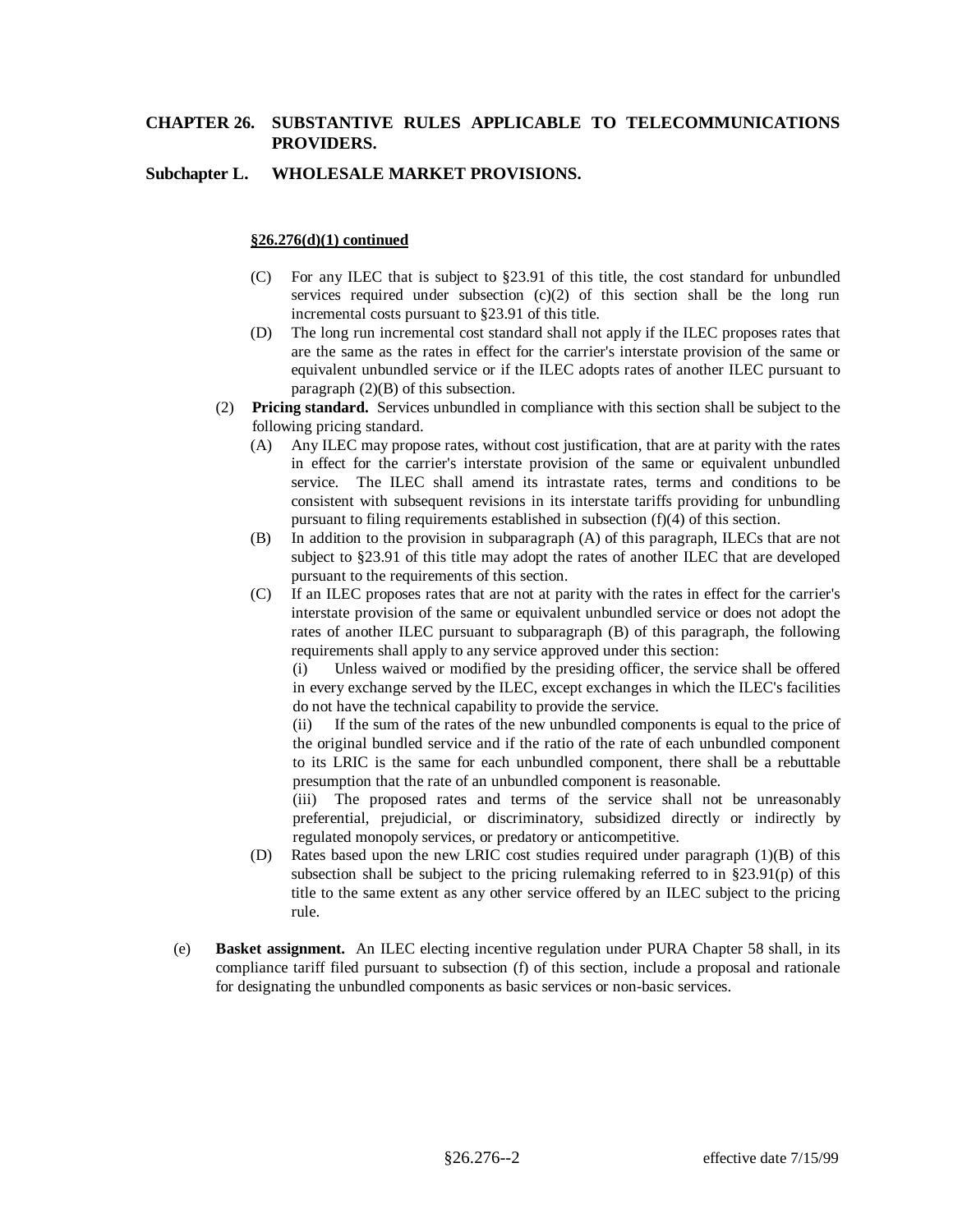## CHAPTER 26. SUBSTANTIVE RULES APPLICABLE TO TELECOMMUNICATIONS PROVIDERS.

### Subchapter L. WHOLESALE MARKET PROVISIONS.

**§26.276(d)(1) continued**

(C) For any ILEC that is subject to §23.91 of this title, the cost standard for unbundled services required under subsection (c)(2) of this section shall be the long run incremental costs pursuant to §23.91 of this title.

(D) The long run incremental cost standard shall not apply if the ILEC proposes rates that are the same as the rates in effect for the carrier's interstate provision of the same or equivalent unbundled service or if the ILEC adopts rates of another ILEC pursuant to paragraph (2)(B) of this subsection.

(2) **Pricing standard.** Services unbundled in compliance with this section shall be subject to the following pricing standard.

(A) Any ILEC may propose rates, without cost justification, that are at parity with the rates in effect for the carrier's interstate provision of the same or equivalent unbundled service. The ILEC shall amend its intrastate rates, terms and conditions to be consistent with subsequent revisions in its interstate tariffs providing for unbundling pursuant to filing requirements established in subsection (f)(4) of this section.

(B) In addition to the provision in subparagraph (A) of this paragraph, ILECs that are not subject to §23.91 of this title may adopt the rates of another ILEC that are developed pursuant to the requirements of this section.

(C) If an ILEC proposes rates that are not at parity with the rates in effect for the carrier's interstate provision of the same or equivalent unbundled service or does not adopt the rates of another ILEC pursuant to subparagraph (B) of this paragraph, the following requirements shall apply to any service approved under this section:

(i) Unless waived or modified by the presiding officer, the service shall be offered in every exchange served by the ILEC, except exchanges in which the ILEC's facilities do not have the technical capability to provide the service.

(ii) If the sum of the rates of the new unbundled components is equal to the price of the original bundled service and if the ratio of the rate of each unbundled component to its LRIC is the same for each unbundled component, there shall be a rebuttable presumption that the rate of an unbundled component is reasonable.

(iii) The proposed rates and terms of the service shall not be unreasonably preferential, prejudicial, or discriminatory, subsidized directly or indirectly by regulated monopoly services, or predatory or anticompetitive.

(D) Rates based upon the new LRIC cost studies required under paragraph (1)(B) of this subsection shall be subject to the pricing rulemaking referred to in §23.91(p) of this title to the same extent as any other service offered by an ILEC subject to the pricing rule.

(e) **Basket assignment.** An ILEC electing incentive regulation under PURA Chapter 58 shall, in its compliance tariff filed pursuant to subsection (f) of this section, include a proposal and rationale for designating the unbundled components as basic services or non-basic services.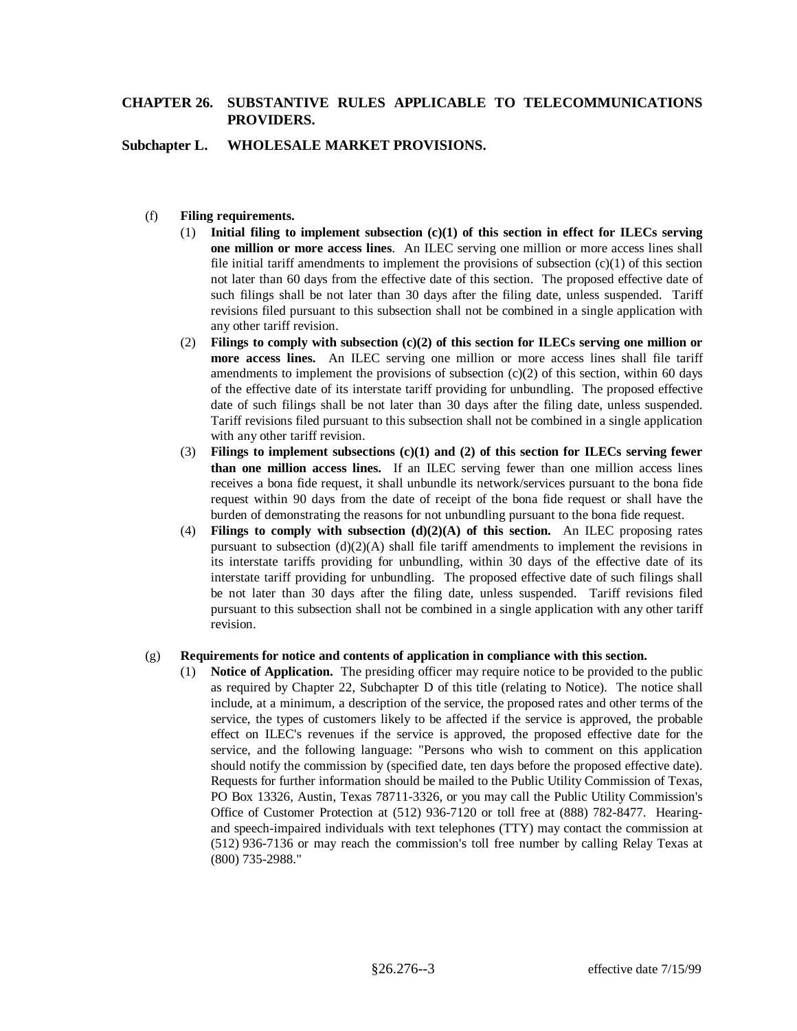(f) **Filing requirements.**

(1) **Initial filing to implement subsection (c)(1) of this section in effect for ILECs serving one million or more access lines**. An ILEC serving one million or more access lines shall file initial tariff amendments to implement the provisions of subsection (c)(1) of this section not later than 60 days from the effective date of this section. The proposed effective date of such filings shall be not later than 30 days after the filing date, unless suspended. Tariff revisions filed pursuant to this subsection shall not be combined in a single application with any other tariff revision.

(2) **Filings to comply with subsection (c)(2) of this section for ILECs serving one million or more access lines.** An ILEC serving one million or more access lines shall file tariff amendments to implement the provisions of subsection (c)(2) of this section, within 60 days of the effective date of its interstate tariff providing for unbundling. The proposed effective date of such filings shall be not later than 30 days after the filing date, unless suspended. Tariff revisions filed pursuant to this subsection shall not be combined in a single application with any other tariff revision.

(3) **Filings to implement subsections (c)(1) and (2) of this section for ILECs serving fewer than one million access lines.** If an ILEC serving fewer than one million access lines receives a bona fide request, it shall unbundle its network/services pursuant to the bona fide request within 90 days from the date of receipt of the bona fide request or shall have the burden of demonstrating the reasons for not unbundling pursuant to the bona fide request.

(4) **Filings to comply with subsection (d)(2)(A) of this section.** An ILEC proposing rates pursuant to subsection (d)(2)(A) shall file tariff amendments to implement the revisions in its interstate tariffs providing for unbundling, within 30 days of the effective date of its interstate tariff providing for unbundling. The proposed effective date of such filings shall be not later than 30 days after the filing date, unless suspended. Tariff revisions filed pursuant to this subsection shall not be combined in a single application with any other tariff revision.

(g) **Requirements for notice and contents of application in compliance with this section.**

(1) **Notice of Application.** The presiding officer may require notice to be provided to the public as required by Chapter 22, Subchapter D of this title (relating to Notice). The notice shall include, at a minimum, a description of the service, the proposed rates and other terms of the service, the types of customers likely to be affected if the service is approved, the probable effect on ILEC's revenues if the service is approved, the proposed effective date for the service, and the following language: "Persons who wish to comment on this application should notify the commission by (specified date, ten days before the proposed effective date). Requests for further information should be mailed to the Public Utility Commission of Texas, PO Box 13326, Austin, Texas 78711-3326, or you may call the Public Utility Commission's Office of Customer Protection at (512) 936-7120 or toll free at (888) 782-8477. Hearing- and speech-impaired individuals with text telephones (TTY) may contact the commission at (512) 936-7136 or may reach the commission's toll free number by calling Relay Texas at (800) 735-2988."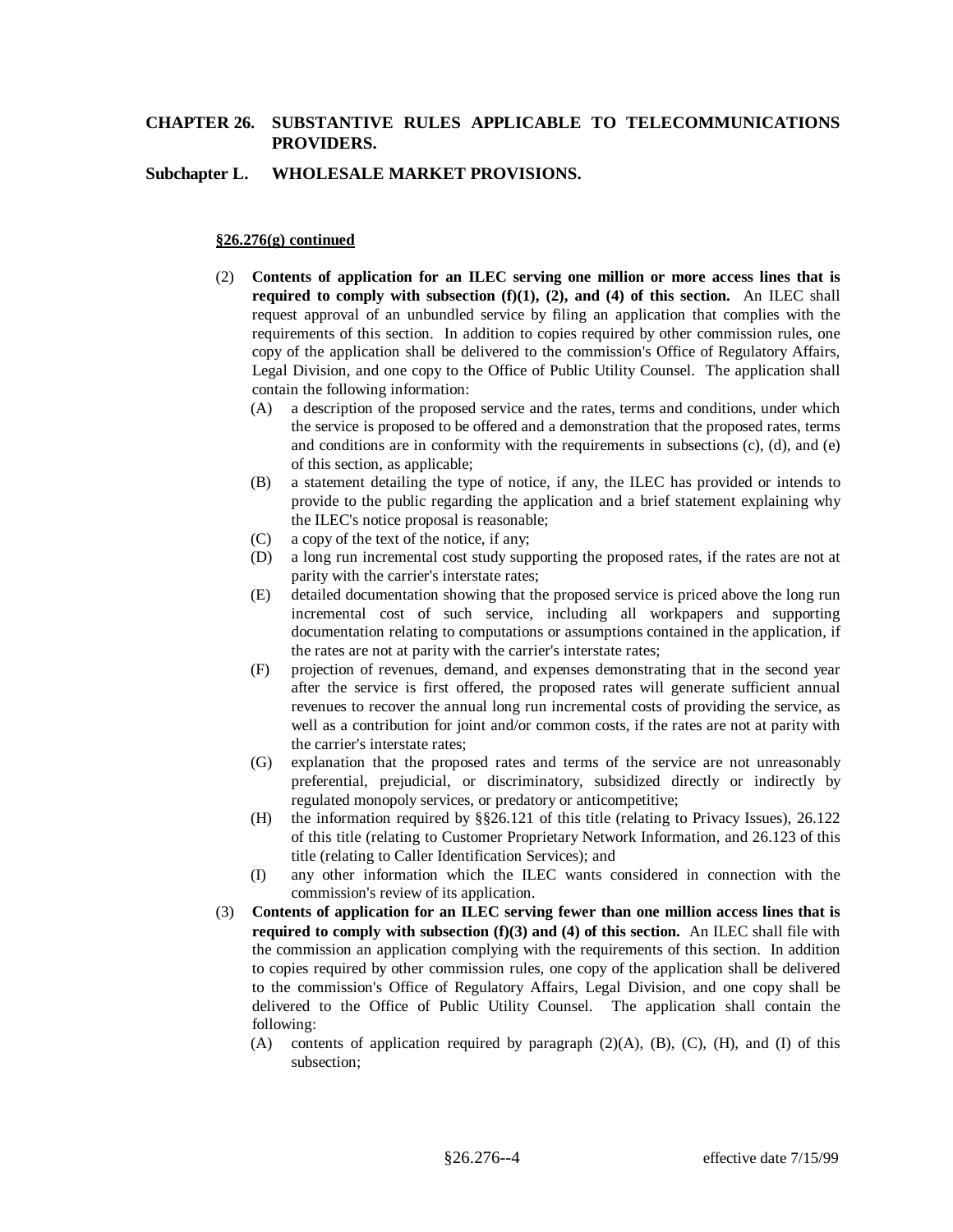**CHAPTER 26. SUBSTANTIVE RULES APPLICABLE TO TELECOMMUNICATIONS PROVIDERS.**

**Subchapter L. WHOLESALE MARKET PROVISIONS.**

**§26.276(g) continued**

(2) **Contents of application for an ILEC serving one million or more access lines that is required to comply with subsection (f)(1), (2), and (4) of this section.** An ILEC shall request approval of an unbundled service by filing an application that complies with the requirements of this section. In addition to copies required by other commission rules, one copy of the application shall be delivered to the commission's Office of Regulatory Affairs, Legal Division, and one copy to the Office of Public Utility Counsel. The application shall contain the following information:

(A) a description of the proposed service and the rates, terms and conditions, under which the service is proposed to be offered and a demonstration that the proposed rates, terms and conditions are in conformity with the requirements in subsections (c), (d), and (e) of this section, as applicable;

(B) a statement detailing the type of notice, if any, the ILEC has provided or intends to provide to the public regarding the application and a brief statement explaining why the ILEC's notice proposal is reasonable;

(C) a copy of the text of the notice, if any;

(D) a long run incremental cost study supporting the proposed rates, if the rates are not at parity with the carrier's interstate rates;

(E) detailed documentation showing that the proposed service is priced above the long run incremental cost of such service, including all workpapers and supporting documentation relating to computations or assumptions contained in the application, if the rates are not at parity with the carrier's interstate rates;

(F) projection of revenues, demand, and expenses demonstrating that in the second year after the service is first offered, the proposed rates will generate sufficient annual revenues to recover the annual long run incremental costs of providing the service, as well as a contribution for joint and/or common costs, if the rates are not at parity with the carrier's interstate rates;

(G) explanation that the proposed rates and terms of the service are not unreasonably preferential, prejudicial, or discriminatory, subsidized directly or indirectly by regulated monopoly services, or predatory or anticompetitive;

(H) the information required by §§26.121 of this title (relating to Privacy Issues), 26.122 of this title (relating to Customer Proprietary Network Information, and 26.123 of this title (relating to Caller Identification Services); and

(I) any other information which the ILEC wants considered in connection with the commission's review of its application.

(3) **Contents of application for an ILEC serving fewer than one million access lines that is required to comply with subsection (f)(3) and (4) of this section.** An ILEC shall file with the commission an application complying with the requirements of this section. In addition to copies required by other commission rules, one copy of the application shall be delivered to the commission's Office of Regulatory Affairs, Legal Division, and one copy shall be delivered to the Office of Public Utility Counsel. The application shall contain the following:

(A) contents of application required by paragraph (2)(A), (B), (C), (H), and (I) of this subsection;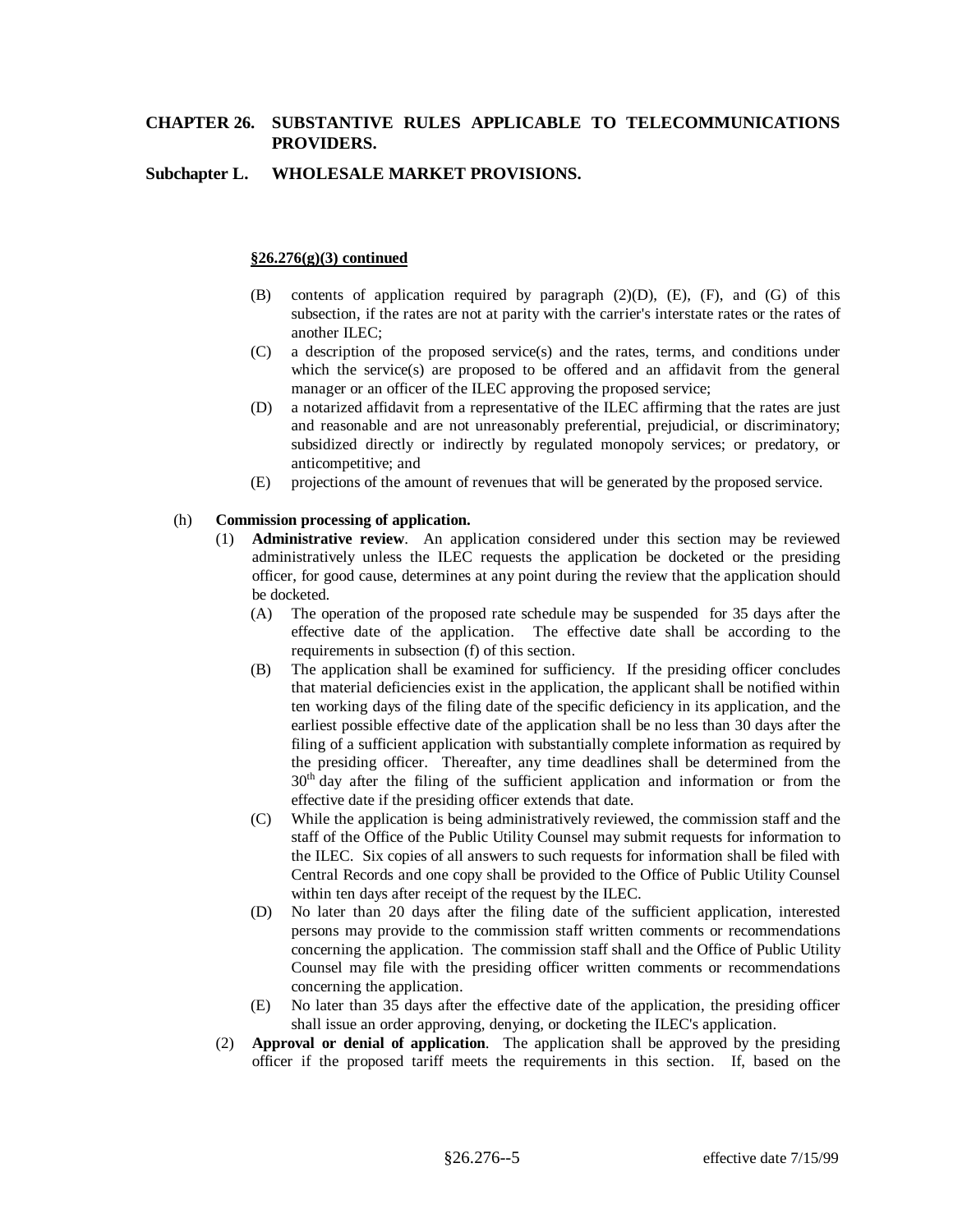**§26.276(g)(3) continued**

(B) contents of application required by paragraph (2)(D), (E), (F), and (G) of this subsection, if the rates are not at parity with the carrier's interstate rates or the rates of another ILEC;

(C) a description of the proposed service(s) and the rates, terms, and conditions under which the service(s) are proposed to be offered and an affidavit from the general manager or an officer of the ILEC approving the proposed service;

(D) a notarized affidavit from a representative of the ILEC affirming that the rates are just and reasonable and are not unreasonably preferential, prejudicial, or discriminatory; subsidized directly or indirectly by regulated monopoly services; or predatory, or anticompetitive; and

(E) projections of the amount of revenues that will be generated by the proposed service.

(h) **Commission processing of application.**

(1) **Administrative review**. An application considered under this section may be reviewed administratively unless the ILEC requests the application be docketed or the presiding officer, for good cause, determines at any point during the review that the application should be docketed.

(A) The operation of the proposed rate schedule may be suspended for 35 days after the effective date of the application. The effective date shall be according to the requirements in subsection (f) of this section.

(B) The application shall be examined for sufficiency. If the presiding officer concludes that material deficiencies exist in the application, the applicant shall be notified within ten working days of the filing date of the specific deficiency in its application, and the earliest possible effective date of the application shall be no less than 30 days after the filing of a sufficient application with substantially complete information as required by the presiding officer. Thereafter, any time deadlines shall be determined from the 30th day after the filing of the sufficient application and information or from the effective date if the presiding officer extends that date.

(C) While the application is being administratively reviewed, the commission staff and the staff of the Office of the Public Utility Counsel may submit requests for information to the ILEC. Six copies of all answers to such requests for information shall be filed with Central Records and one copy shall be provided to the Office of Public Utility Counsel within ten days after receipt of the request by the ILEC.

(D) No later than 20 days after the filing date of the sufficient application, interested persons may provide to the commission staff written comments or recommendations concerning the application. The commission staff shall and the Office of Public Utility Counsel may file with the presiding officer written comments or recommendations concerning the application.

(E) No later than 35 days after the effective date of the application, the presiding officer shall issue an order approving, denying, or docketing the ILEC's application.

(2) **Approval or denial of application**. The application shall be approved by the presiding officer if the proposed tariff meets the requirements in this section. If, based on the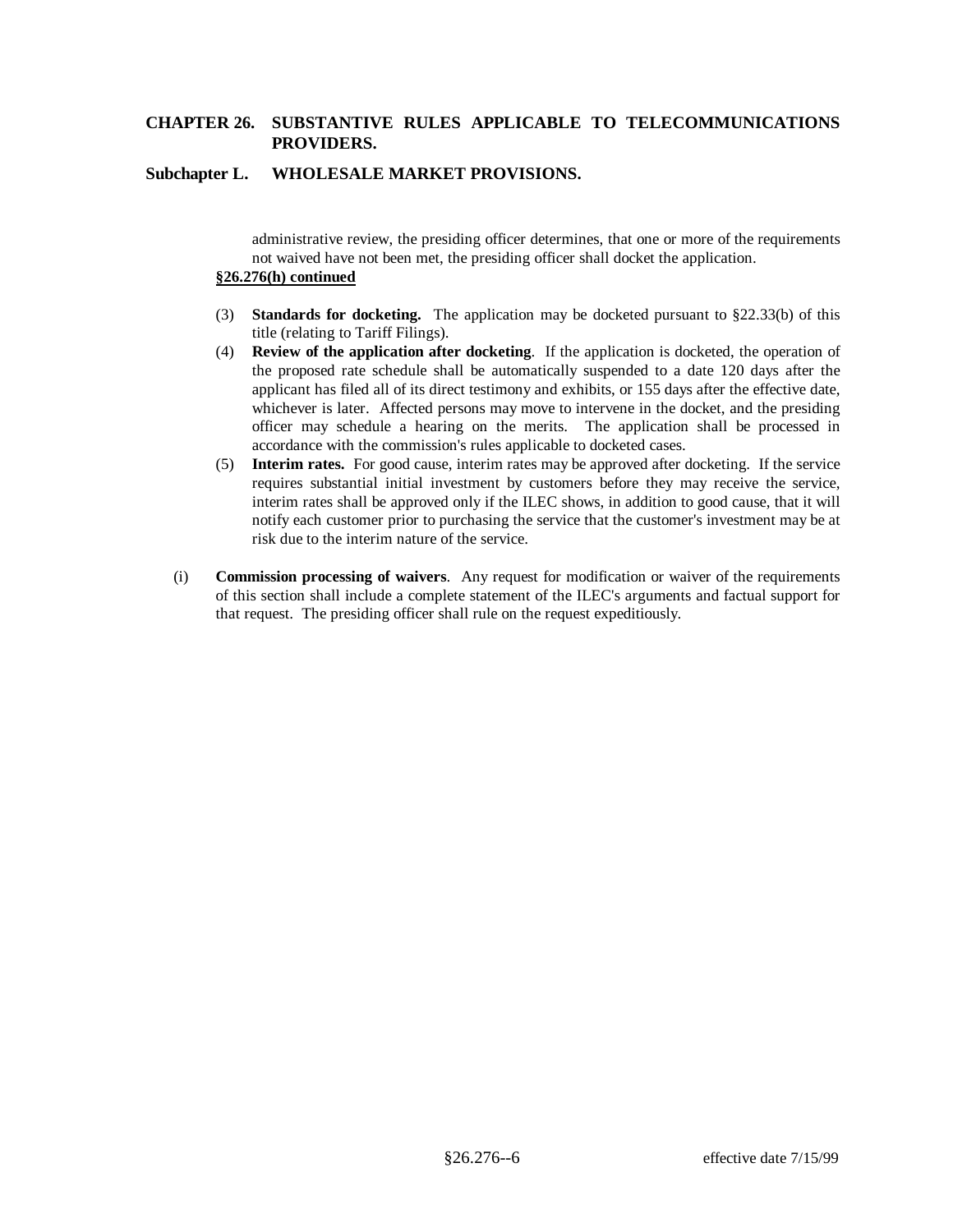administrative review, the presiding officer determines, that one or more of the requirements not waived have not been met, the presiding officer shall docket the application.

**§26.276(h) continued**

(3) **Standards for docketing.** The application may be docketed pursuant to §22.33(b) of this title (relating to Tariff Filings).

(4) **Review of the application after docketing**. If the application is docketed, the operation of the proposed rate schedule shall be automatically suspended to a date 120 days after the applicant has filed all of its direct testimony and exhibits, or 155 days after the effective date, whichever is later. Affected persons may move to intervene in the docket, and the presiding officer may schedule a hearing on the merits. The application shall be processed in accordance with the commission's rules applicable to docketed cases.

(5) **Interim rates.** For good cause, interim rates may be approved after docketing. If the service requires substantial initial investment by customers before they may receive the service, interim rates shall be approved only if the ILEC shows, in addition to good cause, that it will notify each customer prior to purchasing the service that the customer's investment may be at risk due to the interim nature of the service.

(i) **Commission processing of waivers**. Any request for modification or waiver of the requirements of this section shall include a complete statement of the ILEC's arguments and factual support for that request. The presiding officer shall rule on the request expeditiously.